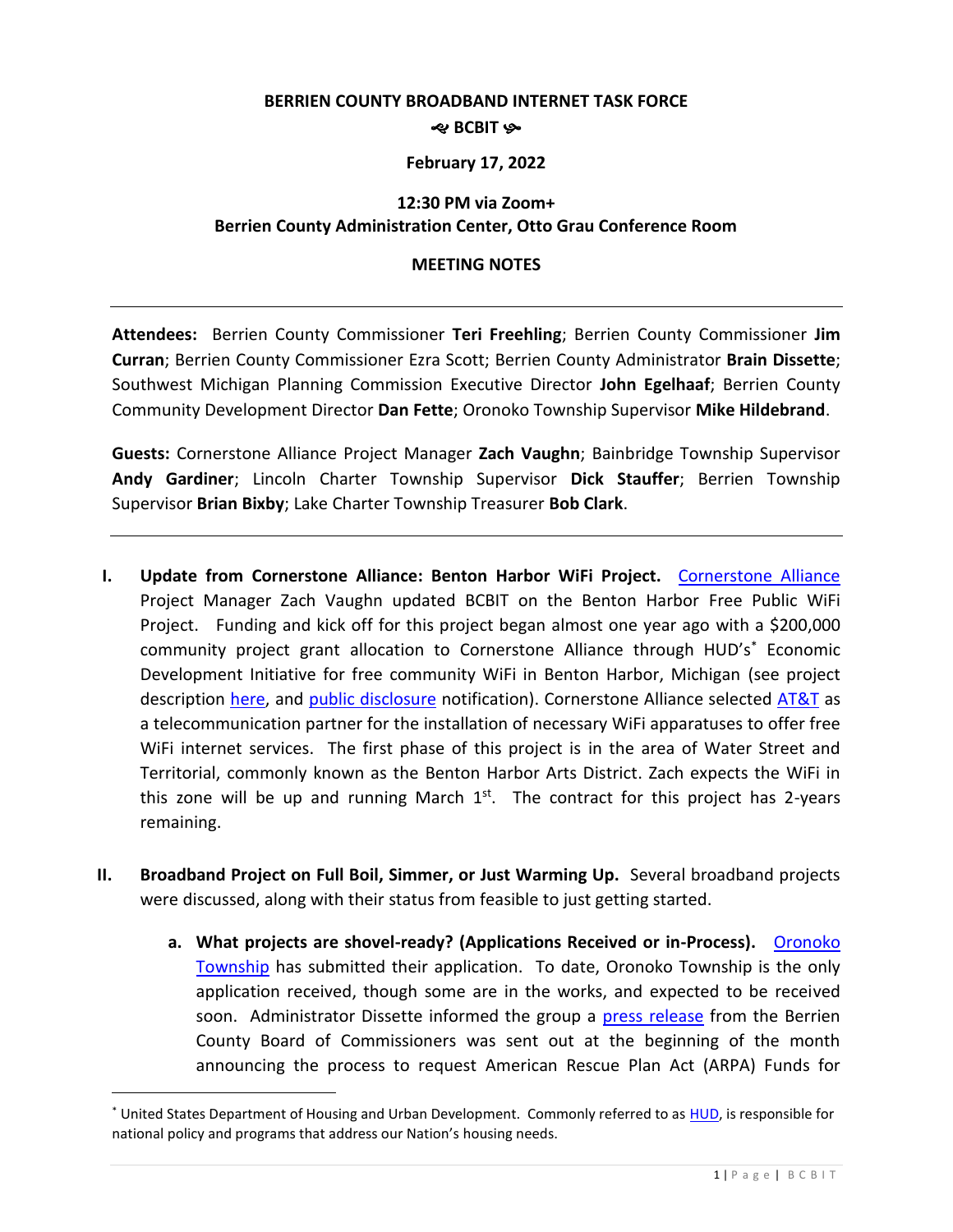**BERRIEN COUNTY BROADBAND INTERNET TASK FORCE**

**༺ BCBIT ༻**

**February 17, 2022**

**12:30 PM via Zoom+**
**Berrien County Administration Center, Otto Grau Conference Room**

**MEETING NOTES**

---

**Attendees:** Berrien County Commissioner **Teri Freehling**; Berrien County Commissioner **Jim Curran**; Berrien County Commissioner Ezra Scott; Berrien County Administrator **Brain Dissette**; Southwest Michigan Planning Commission Executive Director **John Egelhaaf**; Berrien County Community Development Director **Dan Fette**; Oronoko Township Supervisor **Mike Hildebrand**.

**Guests:** Cornerstone Alliance Project Manager **Zach Vaughn**; Bainbridge Township Supervisor **Andy Gardiner**; Lincoln Charter Township Supervisor **Dick Stauffer**; Berrien Township Supervisor **Brian Bixby**; Lake Charter Township Treasurer **Bob Clark**.

---

I. **Update from Cornerstone Alliance: Benton Harbor WiFi Project.** Cornerstone Alliance Project Manager Zach Vaughn updated BCBIT on the Benton Harbor Free Public WiFi Project. Funding and kick off for this project began almost one year ago with a $200,000 community project grant allocation to Cornerstone Alliance through HUD's* Economic Development Initiative for free community WiFi in Benton Harbor, Michigan (see project description here, and public disclosure notification). Cornerstone Alliance selected AT&T as a telecommunication partner for the installation of necessary WiFi apparatuses to offer free WiFi internet services. The first phase of this project is in the area of Water Street and Territorial, commonly known as the Benton Harbor Arts District. Zach expects the WiFi in this zone will be up and running March 1st. The contract for this project has 2-years remaining.

II. **Broadband Project on Full Boil, Simmer, or Just Warming Up.** Several broadband projects were discussed, along with their status from feasible to just getting started.

   a. **What projects are shovel-ready? (Applications Received or in-Process).** Oronoko Township has submitted their application. To date, Oronoko Township is the only application received, though some are in the works, and expected to be received soon. Administrator Dissette informed the group a press release from the Berrien County Board of Commissioners was sent out at the beginning of the month announcing the process to request American Rescue Plan Act (ARPA) Funds for

---

* United States Department of Housing and Urban Development. Commonly referred to as HUD, is responsible for national policy and programs that address our Nation's housing needs.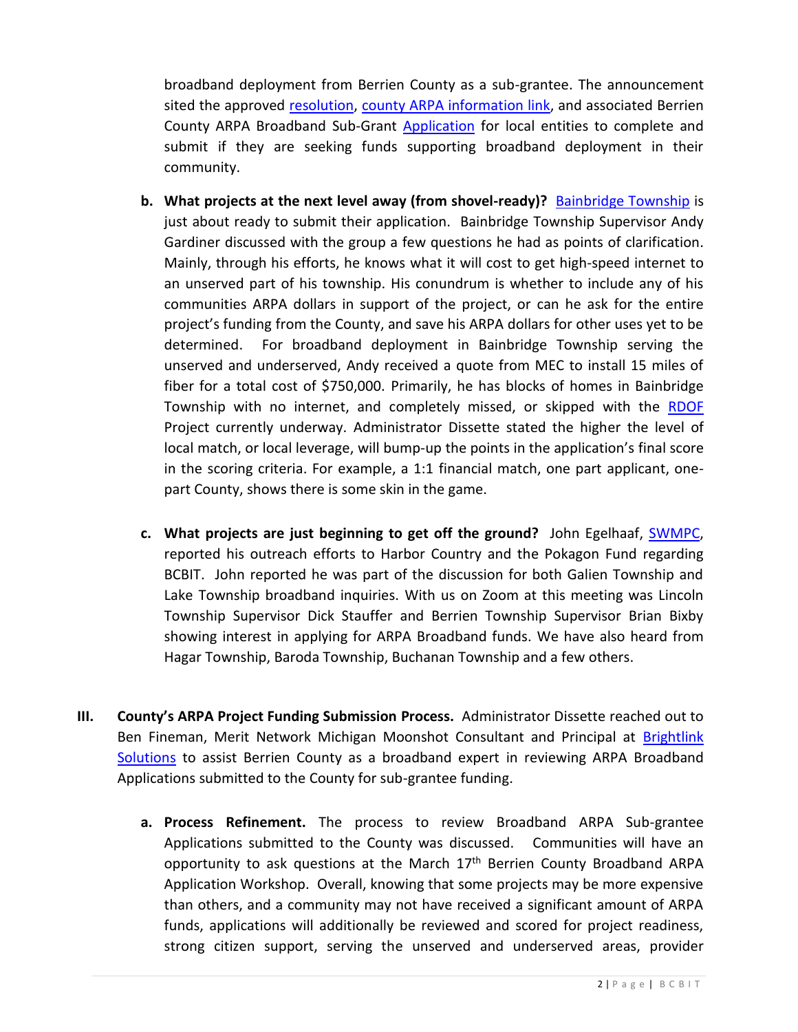broadband deployment from Berrien County as a sub-grantee. The announcement sited the approved resolution, county ARPA information link, and associated Berrien County ARPA Broadband Sub-Grant Application for local entities to complete and submit if they are seeking funds supporting broadband deployment in their community.

b. **What projects at the next level away (from shovel-ready)?** Bainbridge Township is just about ready to submit their application. Bainbridge Township Supervisor Andy Gardiner discussed with the group a few questions he had as points of clarification. Mainly, through his efforts, he knows what it will cost to get high-speed internet to an unserved part of his township. His conundrum is whether to include any of his communities ARPA dollars in support of the project, or can he ask for the entire project's funding from the County, and save his ARPA dollars for other uses yet to be determined. For broadband deployment in Bainbridge Township serving the unserved and underserved, Andy received a quote from MEC to install 15 miles of fiber for a total cost of $750,000. Primarily, he has blocks of homes in Bainbridge Township with no internet, and completely missed, or skipped with the RDOF Project currently underway. Administrator Dissette stated the higher the level of local match, or local leverage, will bump-up the points in the application's final score in the scoring criteria. For example, a 1:1 financial match, one part applicant, one-part County, shows there is some skin in the game.

c. **What projects are just beginning to get off the ground?** John Egelhaaf, SWMPC, reported his outreach efforts to Harbor Country and the Pokagon Fund regarding BCBIT. John reported he was part of the discussion for both Galien Township and Lake Township broadband inquiries. With us on Zoom at this meeting was Lincoln Township Supervisor Dick Stauffer and Berrien Township Supervisor Brian Bixby showing interest in applying for ARPA Broadband funds. We have also heard from Hagar Township, Baroda Township, Buchanan Township and a few others.

III. **County's ARPA Project Funding Submission Process.** Administrator Dissette reached out to Ben Fineman, Merit Network Michigan Moonshot Consultant and Principal at Brightlink Solutions to assist Berrien County as a broadband expert in reviewing ARPA Broadband Applications submitted to the County for sub-grantee funding.

a. **Process Refinement.** The process to review Broadband ARPA Sub-grantee Applications submitted to the County was discussed. Communities will have an opportunity to ask questions at the March 17th Berrien County Broadband ARPA Application Workshop. Overall, knowing that some projects may be more expensive than others, and a community may not have received a significant amount of ARPA funds, applications will additionally be reviewed and scored for project readiness, strong citizen support, serving the unserved and underserved areas, provider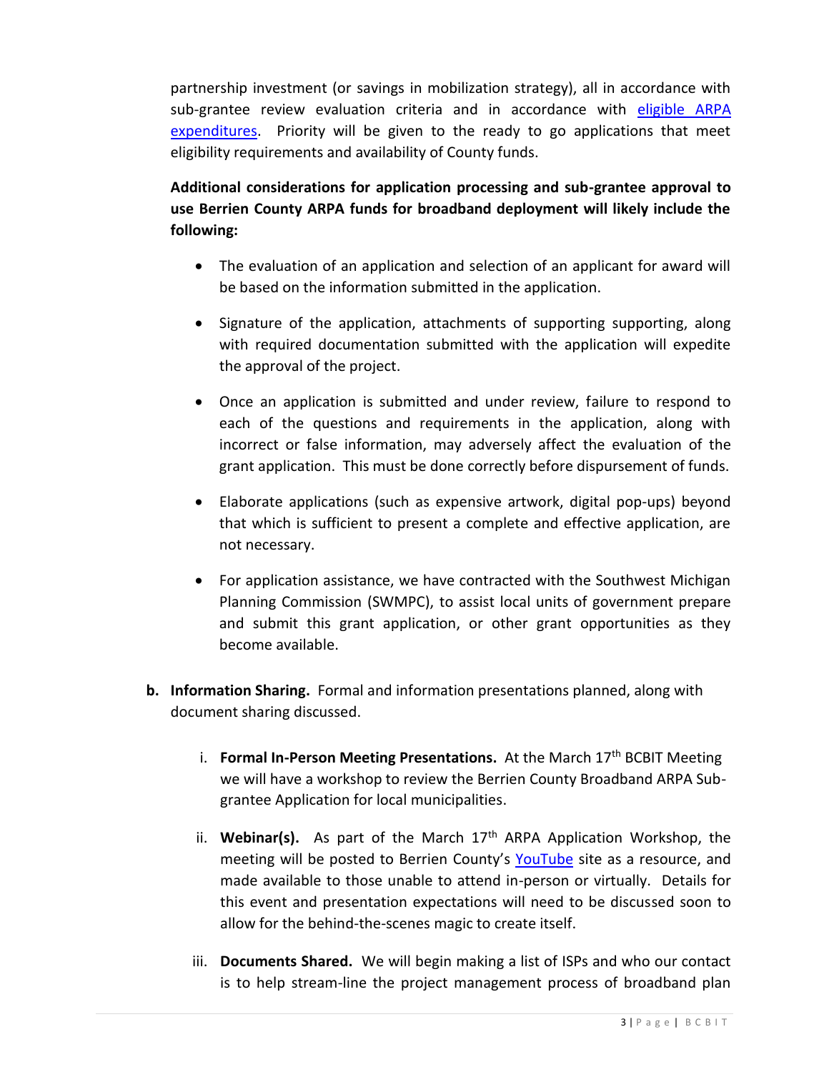partnership investment (or savings in mobilization strategy), all in accordance with sub-grantee review evaluation criteria and in accordance with [eligible ARPA expenditures](). Priority will be given to the ready to go applications that meet eligibility requirements and availability of County funds.

**Additional considerations for application processing and sub-grantee approval to use Berrien County ARPA funds for broadband deployment will likely include the following:**

- The evaluation of an application and selection of an applicant for award will be based on the information submitted in the application.
- Signature of the application, attachments of supporting supporting, along with required documentation submitted with the application will expedite the approval of the project.
- Once an application is submitted and under review, failure to respond to each of the questions and requirements in the application, along with incorrect or false information, may adversely affect the evaluation of the grant application. This must be done correctly before dispursement of funds.
- Elaborate applications (such as expensive artwork, digital pop-ups) beyond that which is sufficient to present a complete and effective application, are not necessary.
- For application assistance, we have contracted with the Southwest Michigan Planning Commission (SWMPC), to assist local units of government prepare and submit this grant application, or other grant opportunities as they become available.

**b. Information Sharing.** Formal and information presentations planned, along with document sharing discussed.

   i. **Formal In-Person Meeting Presentations.** At the March 17th BCBIT Meeting we will have a workshop to review the Berrien County Broadband ARPA Sub-grantee Application for local municipalities.

   ii. **Webinar(s).** As part of the March 17th ARPA Application Workshop, the meeting will be posted to Berrien County's [YouTube]() site as a resource, and made available to those unable to attend in-person or virtually. Details for this event and presentation expectations will need to be discussed soon to allow for the behind-the-scenes magic to create itself.

   iii. **Documents Shared.** We will begin making a list of ISPs and who our contact is to help stream-line the project management process of broadband plan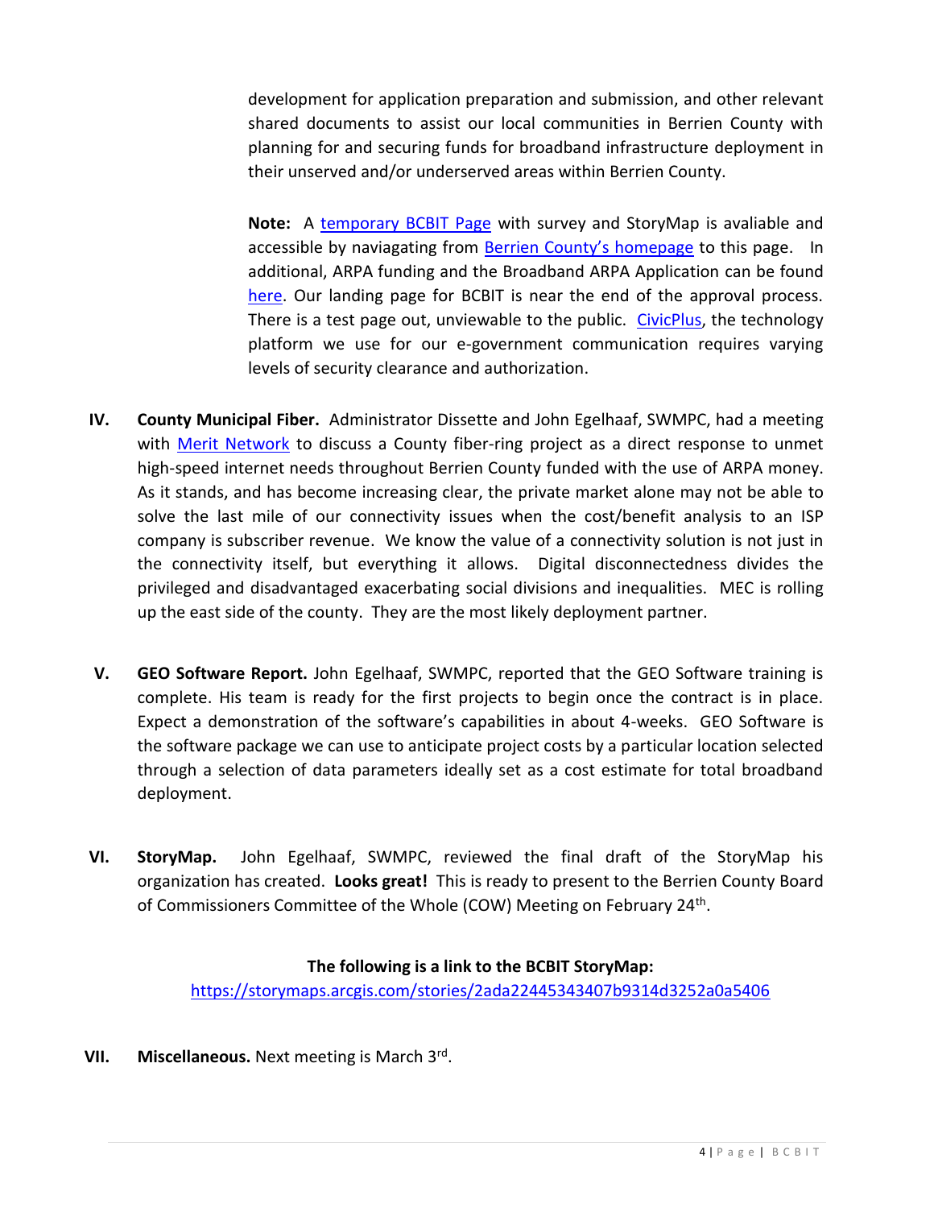development for application preparation and submission, and other relevant shared documents to assist our local communities in Berrien County with planning for and securing funds for broadband infrastructure deployment in their unserved and/or underserved areas within Berrien County.

**Note:** A temporary BCBIT Page with survey and StoryMap is avaliable and accessible by naviagating from Berrien County's homepage to this page. In additional, ARPA funding and the Broadband ARPA Application can be found here. Our landing page for BCBIT is near the end of the approval process. There is a test page out, unviewable to the public. CivicPlus, the technology platform we use for our e-government communication requires varying levels of security clearance and authorization.

**IV. County Municipal Fiber.** Administrator Dissette and John Egelhaaf, SWMPC, had a meeting with Merit Network to discuss a County fiber-ring project as a direct response to unmet high-speed internet needs throughout Berrien County funded with the use of ARPA money. As it stands, and has become increasing clear, the private market alone may not be able to solve the last mile of our connectivity issues when the cost/benefit analysis to an ISP company is subscriber revenue. We know the value of a connectivity solution is not just in the connectivity itself, but everything it allows. Digital disconnectedness divides the privileged and disadvantaged exacerbating social divisions and inequalities. MEC is rolling up the east side of the county. They are the most likely deployment partner.

**V. GEO Software Report.** John Egelhaaf, SWMPC, reported that the GEO Software training is complete. His team is ready for the first projects to begin once the contract is in place. Expect a demonstration of the software's capabilities in about 4-weeks. GEO Software is the software package we can use to anticipate project costs by a particular location selected through a selection of data parameters ideally set as a cost estimate for total broadband deployment.

**VI. StoryMap.** John Egelhaaf, SWMPC, reviewed the final draft of the StoryMap his organization has created. **Looks great!** This is ready to present to the Berrien County Board of Commissioners Committee of the Whole (COW) Meeting on February 24th.

**The following is a link to the BCBIT StoryMap:**
https://storymaps.arcgis.com/stories/2ada22445343407b9314d3252a0a5406

**VII. Miscellaneous.** Next meeting is March 3rd.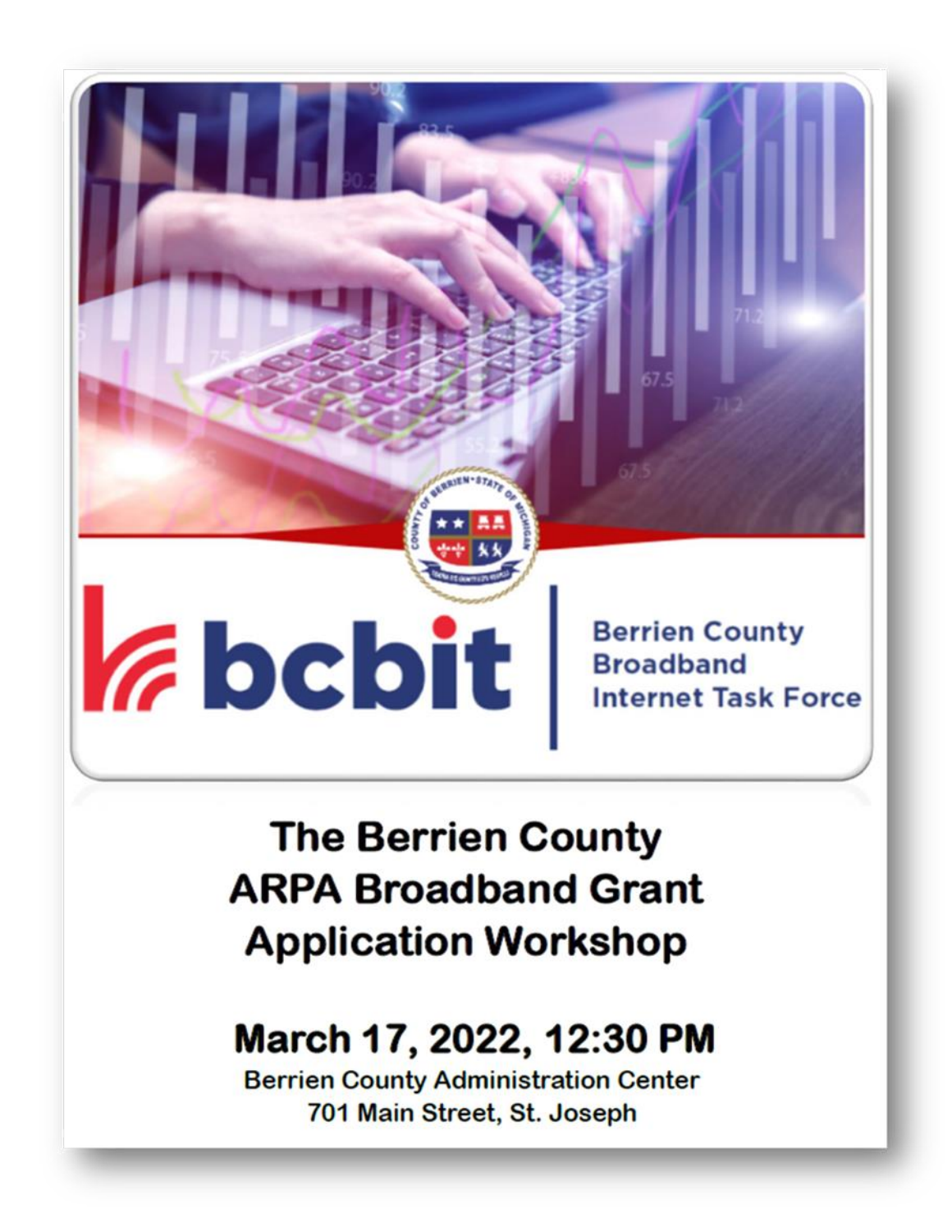bcbit | Berrien County Broadband Internet Task Force

# The Berrien County ARPA Broadband Grant Application Workshop

## March 17, 2022, 12:30 PM

Berrien County Administration Center
701 Main Street, St. Joseph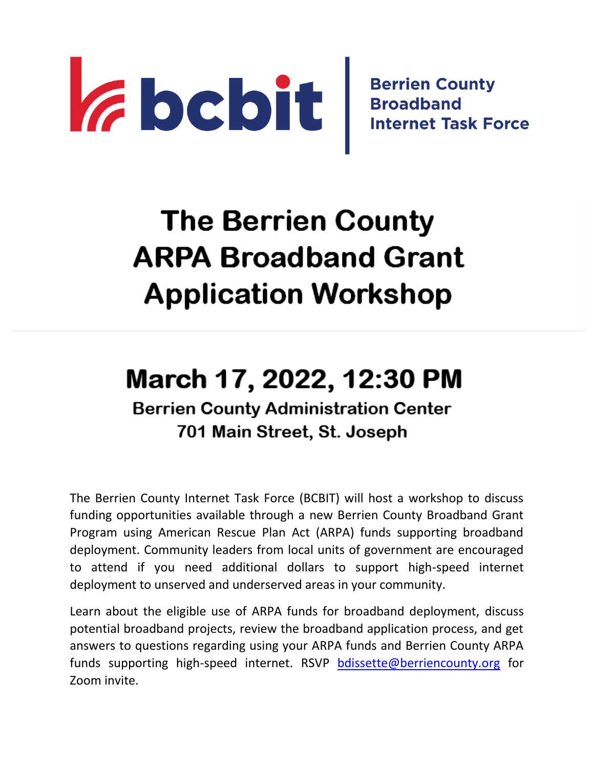**bcbit** | **Berrien County Broadband Internet Task Force**

# The Berrien County ARPA Broadband Grant Application Workshop

## March 17, 2022, 12:30 PM

**Berrien County Administration Center**
**701 Main Street, St. Joseph**

The Berrien County Internet Task Force (BCBIT) will host a workshop to discuss funding opportunities available through a new Berrien County Broadband Grant Program using American Rescue Plan Act (ARPA) funds supporting broadband deployment. Community leaders from local units of government are encouraged to attend if you need additional dollars to support high-speed internet deployment to unserved and underserved areas in your community.

Learn about the eligible use of ARPA funds for broadband deployment, discuss potential broadband projects, review the broadband application process, and get answers to questions regarding using your ARPA funds and Berrien County ARPA funds supporting high-speed internet. RSVP bdissette@berriencounty.org for Zoom invite.